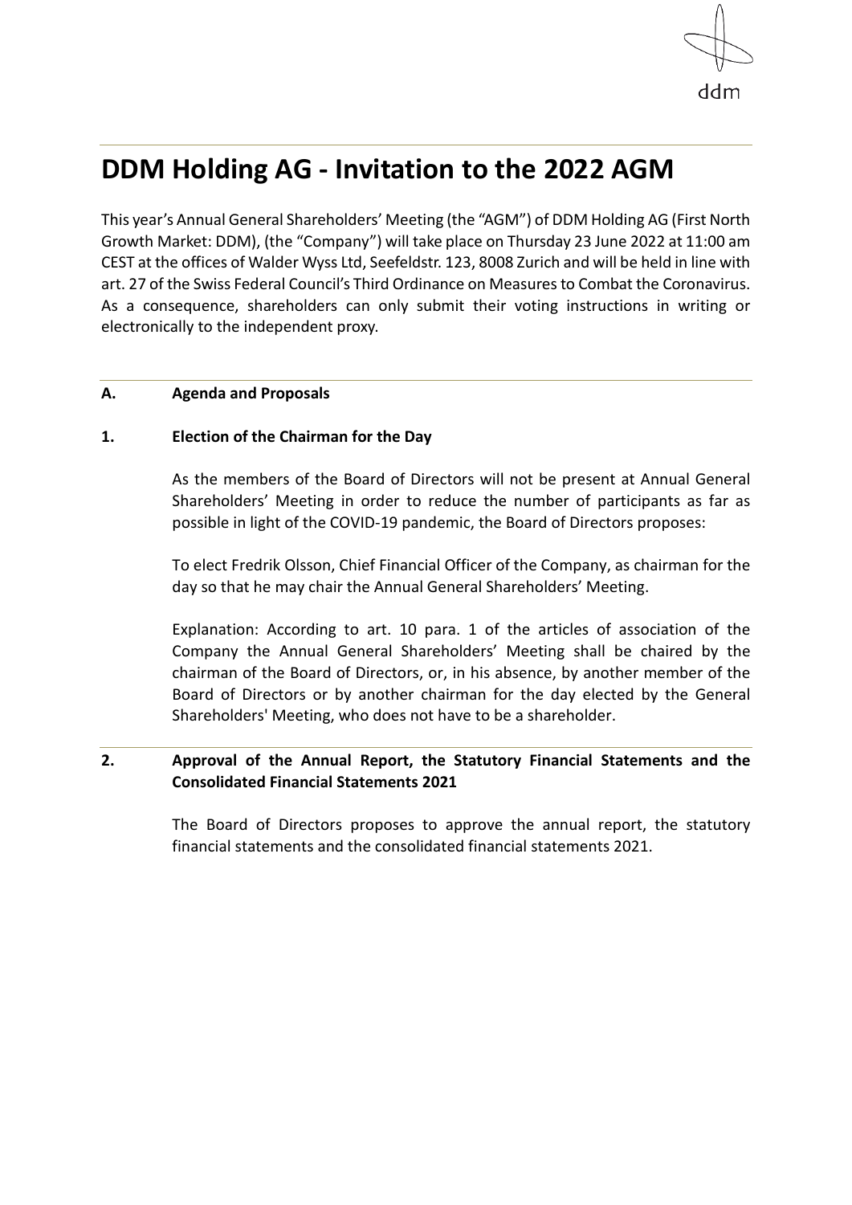# DDM Holding AG - Invitation to the 2022 AGM

This year's Annual General Shareholders' Meeting (the "AGM") of DDM Holding AG (First North Growth Market: DDM), (the "Company") will take place on Thursday 23 June 2022 at 11:00 am CEST at the offices of Walder Wyss Ltd, Seefeldstr. 123, 8008 Zurich and will be held in line with art. 27 of the Swiss Federal Council's Third Ordinance on Measures to Combat the Coronavirus. As a consequence, shareholders can only submit their voting instructions in writing or electronically to the independent proxy.

## A. Agenda and Proposals

### 1. Election of the Chairman for the Day

As the members of the Board of Directors will not be present at Annual General Shareholders' Meeting in order to reduce the number of participants as far as possible in light of the COVID-19 pandemic, the Board of Directors proposes:

To elect Fredrik Olsson, Chief Financial Officer of the Company, as chairman for the day so that he may chair the Annual General Shareholders' Meeting.

Explanation: According to art. 10 para. 1 of the articles of association of the Company the Annual General Shareholders' Meeting shall be chaired by the chairman of the Board of Directors, or, in his absence, by another member of the Board of Directors or by another chairman for the day elected by the General Shareholders' Meeting, who does not have to be a shareholder.

### 2. Approval of the Annual Report, the Statutory Financial Statements and the Consolidated Financial Statements 2021

The Board of Directors proposes to approve the annual report, the statutory financial statements and the consolidated financial statements 2021.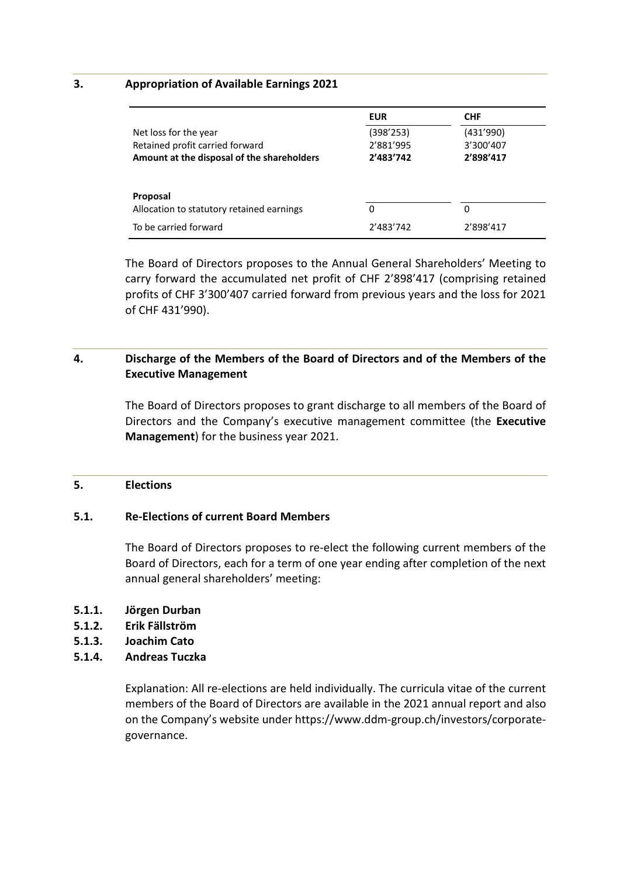## 3. Appropriation of Available Earnings 2021

| | EUR | CHF |
|---|---|---|
| Net loss for the year | (398'253) | (431'990) |
| Retained profit carried forward | 2'881'995 | 3'300'407 |
| **Amount at the disposal of the shareholders** | **2'483'742** | **2'898'417** |
| | | |
| **Proposal** | | |
| Allocation to statutory retained earnings | 0 | 0 |
| To be carried forward | 2'483'742 | 2'898'417 |

The Board of Directors proposes to the Annual General Shareholders' Meeting to carry forward the accumulated net profit of CHF 2'898'417 (comprising retained profits of CHF 3'300'407 carried forward from previous years and the loss for 2021 of CHF 431'990).

## 4. Discharge of the Members of the Board of Directors and of the Members of the Executive Management

The Board of Directors proposes to grant discharge to all members of the Board of Directors and the Company's executive management committee (the **Executive Management**) for the business year 2021.

## 5. Elections

### 5.1. Re-Elections of current Board Members

The Board of Directors proposes to re-elect the following current members of the Board of Directors, each for a term of one year ending after completion of the next annual general shareholders' meeting:

**5.1.1. Jörgen Durban**

**5.1.2. Erik Fällström**

**5.1.3. Joachim Cato**

**5.1.4. Andreas Tuczka**

Explanation: All re-elections are held individually. The curricula vitae of the current members of the Board of Directors are available in the 2021 annual report and also on the Company's website under https://www.ddm-group.ch/investors/corporate-governance.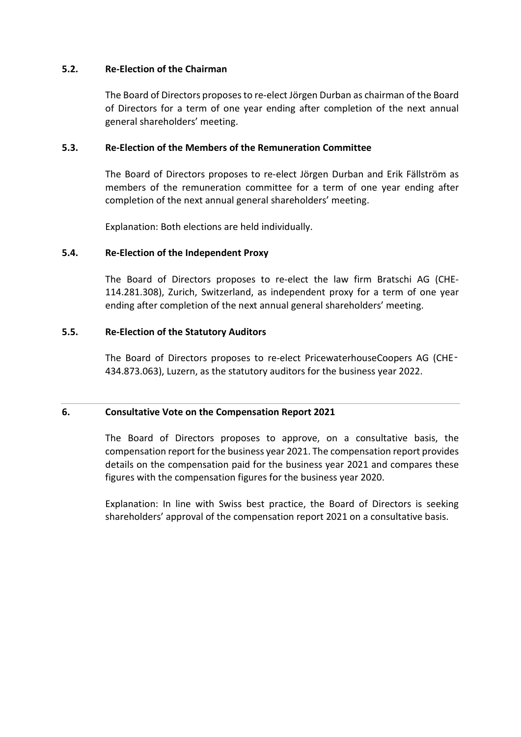### 5.2. Re-Election of the Chairman

The Board of Directors proposes to re-elect Jörgen Durban as chairman of the Board of Directors for a term of one year ending after completion of the next annual general shareholders' meeting.

### 5.3. Re-Election of the Members of the Remuneration Committee

The Board of Directors proposes to re-elect Jörgen Durban and Erik Fällström as members of the remuneration committee for a term of one year ending after completion of the next annual general shareholders' meeting.

Explanation: Both elections are held individually.

### 5.4. Re-Election of the Independent Proxy

The Board of Directors proposes to re-elect the law firm Bratschi AG (CHE-114.281.308), Zurich, Switzerland, as independent proxy for a term of one year ending after completion of the next annual general shareholders' meeting.

### 5.5. Re-Election of the Statutory Auditors

The Board of Directors proposes to re-elect PricewaterhouseCoopers AG (CHE-434.873.063), Luzern, as the statutory auditors for the business year 2022.

---

## 6. Consultative Vote on the Compensation Report 2021

The Board of Directors proposes to approve, on a consultative basis, the compensation report for the business year 2021. The compensation report provides details on the compensation paid for the business year 2021 and compares these figures with the compensation figures for the business year 2020.

Explanation: In line with Swiss best practice, the Board of Directors is seeking shareholders' approval of the compensation report 2021 on a consultative basis.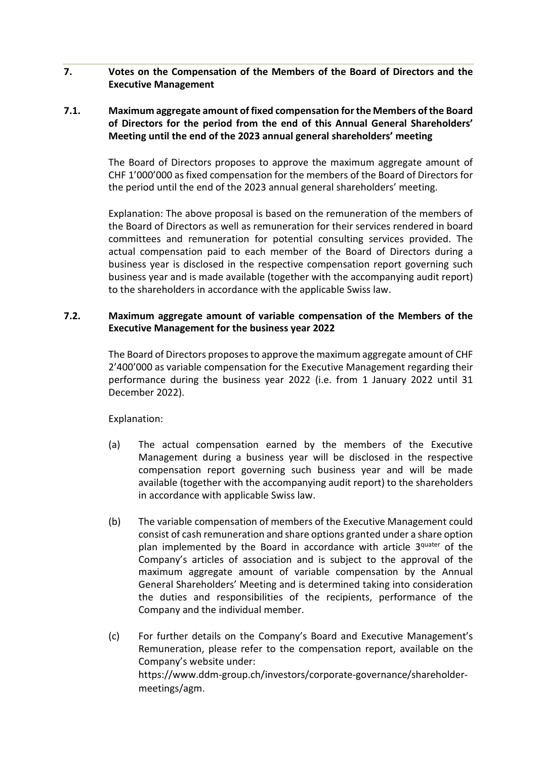## 7. Votes on the Compensation of the Members of the Board of Directors and the Executive Management

### 7.1. Maximum aggregate amount of fixed compensation for the Members of the Board of Directors for the period from the end of this Annual General Shareholders' Meeting until the end of the 2023 annual general shareholders' meeting

The Board of Directors proposes to approve the maximum aggregate amount of CHF 1'000'000 as fixed compensation for the members of the Board of Directors for the period until the end of the 2023 annual general shareholders' meeting.

Explanation: The above proposal is based on the remuneration of the members of the Board of Directors as well as remuneration for their services rendered in board committees and remuneration for potential consulting services provided. The actual compensation paid to each member of the Board of Directors during a business year is disclosed in the respective compensation report governing such business year and is made available (together with the accompanying audit report) to the shareholders in accordance with the applicable Swiss law.

### 7.2. Maximum aggregate amount of variable compensation of the Members of the Executive Management for the business year 2022

The Board of Directors proposes to approve the maximum aggregate amount of CHF 2'400'000 as variable compensation for the Executive Management regarding their performance during the business year 2022 (i.e. from 1 January 2022 until 31 December 2022).

Explanation:

(a) The actual compensation earned by the members of the Executive Management during a business year will be disclosed in the respective compensation report governing such business year and will be made available (together with the accompanying audit report) to the shareholders in accordance with applicable Swiss law.

(b) The variable compensation of members of the Executive Management could consist of cash remuneration and share options granted under a share option plan implemented by the Board in accordance with article 3[quater] of the Company's articles of association and is subject to the approval of the maximum aggregate amount of variable compensation by the Annual General Shareholders' Meeting and is determined taking into consideration the duties and responsibilities of the recipients, performance of the Company and the individual member.

(c) For further details on the Company's Board and Executive Management's Remuneration, please refer to the compensation report, available on the Company's website under: https://www.ddm-group.ch/investors/corporate-governance/shareholder-meetings/agm.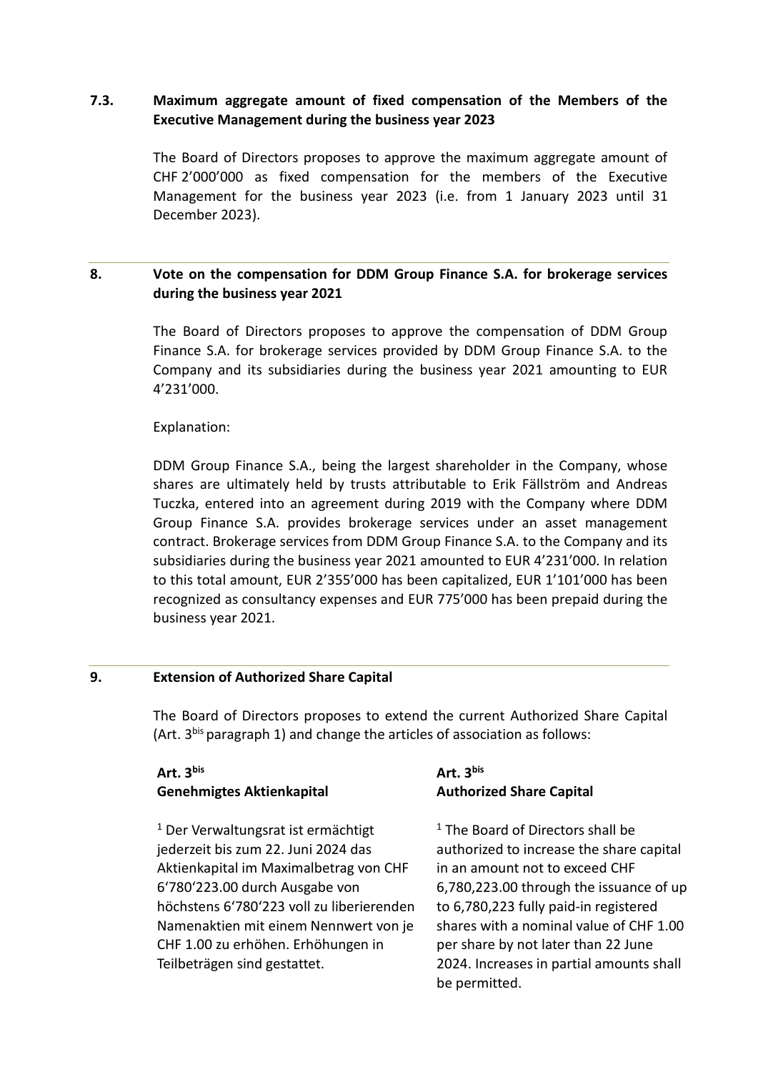### 7.3. Maximum aggregate amount of fixed compensation of the Members of the Executive Management during the business year 2023

The Board of Directors proposes to approve the maximum aggregate amount of CHF 2'000'000 as fixed compensation for the members of the Executive Management for the business year 2023 (i.e. from 1 January 2023 until 31 December 2023).

---

## 8. Vote on the compensation for DDM Group Finance S.A. for brokerage services during the business year 2021

The Board of Directors proposes to approve the compensation of DDM Group Finance S.A. for brokerage services provided by DDM Group Finance S.A. to the Company and its subsidiaries during the business year 2021 amounting to EUR 4'231'000.

Explanation:

DDM Group Finance S.A., being the largest shareholder in the Company, whose shares are ultimately held by trusts attributable to Erik Fällström and Andreas Tuczka, entered into an agreement during 2019 with the Company where DDM Group Finance S.A. provides brokerage services under an asset management contract. Brokerage services from DDM Group Finance S.A. to the Company and its subsidiaries during the business year 2021 amounted to EUR 4'231'000. In relation to this total amount, EUR 2'355'000 has been capitalized, EUR 1'101'000 has been recognized as consultancy expenses and EUR 775'000 has been prepaid during the business year 2021.

---

## 9. Extension of Authorized Share Capital

The Board of Directors proposes to extend the current Authorized Share Capital (Art. 3^bis paragraph 1) and change the articles of association as follows:

| | |
|---|---|
| **Art. 3^bis** **Genehmigtes Aktienkapital** | **Art. 3^bis** **Authorized Share Capital** |
| [1] Der Verwaltungsrat ist ermächtigt jederzeit bis zum 22. Juni 2024 das Aktienkapital im Maximalbetrag von CHF 6'780'223.00 durch Ausgabe von höchstens 6'780'223 voll zu liberierenden Namenaktien mit einem Nennwert von je CHF 1.00 zu erhöhen. Erhöhungen in Teilbeträgen sind gestattet. | [1] The Board of Directors shall be authorized to increase the share capital in an amount not to exceed CHF 6,780,223.00 through the issuance of up to 6,780,223 fully paid-in registered shares with a nominal value of CHF 1.00 per share by not later than 22 June 2024. Increases in partial amounts shall be permitted. |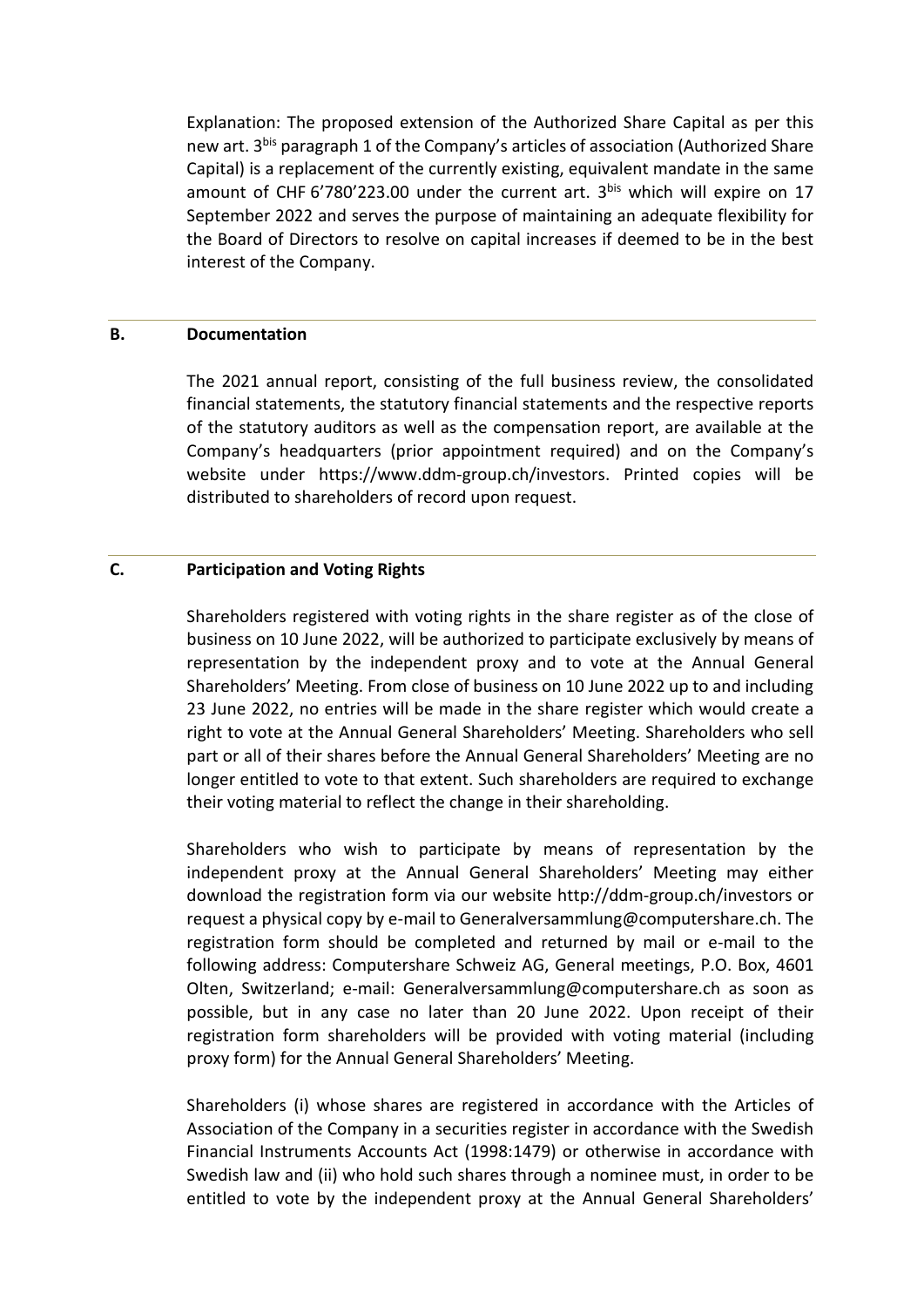Explanation: The proposed extension of the Authorized Share Capital as per this new art. 3$^{bis}$ paragraph 1 of the Company's articles of association (Authorized Share Capital) is a replacement of the currently existing, equivalent mandate in the same amount of CHF 6'780'223.00 under the current art. 3$^{bis}$ which will expire on 17 September 2022 and serves the purpose of maintaining an adequate flexibility for the Board of Directors to resolve on capital increases if deemed to be in the best interest of the Company.

## B. Documentation

The 2021 annual report, consisting of the full business review, the consolidated financial statements, the statutory financial statements and the respective reports of the statutory auditors as well as the compensation report, are available at the Company's headquarters (prior appointment required) and on the Company's website under https://www.ddm-group.ch/investors. Printed copies will be distributed to shareholders of record upon request.

## C. Participation and Voting Rights

Shareholders registered with voting rights in the share register as of the close of business on 10 June 2022, will be authorized to participate exclusively by means of representation by the independent proxy and to vote at the Annual General Shareholders' Meeting. From close of business on 10 June 2022 up to and including 23 June 2022, no entries will be made in the share register which would create a right to vote at the Annual General Shareholders' Meeting. Shareholders who sell part or all of their shares before the Annual General Shareholders' Meeting are no longer entitled to vote to that extent. Such shareholders are required to exchange their voting material to reflect the change in their shareholding.

Shareholders who wish to participate by means of representation by the independent proxy at the Annual General Shareholders' Meeting may either download the registration form via our website http://ddm-group.ch/investors or request a physical copy by e-mail to Generalversammlung@computershare.ch. The registration form should be completed and returned by mail or e-mail to the following address: Computershare Schweiz AG, General meetings, P.O. Box, 4601 Olten, Switzerland; e-mail: Generalversammlung@computershare.ch as soon as possible, but in any case no later than 20 June 2022. Upon receipt of their registration form shareholders will be provided with voting material (including proxy form) for the Annual General Shareholders' Meeting.

Shareholders (i) whose shares are registered in accordance with the Articles of Association of the Company in a securities register in accordance with the Swedish Financial Instruments Accounts Act (1998:1479) or otherwise in accordance with Swedish law and (ii) who hold such shares through a nominee must, in order to be entitled to vote by the independent proxy at the Annual General Shareholders'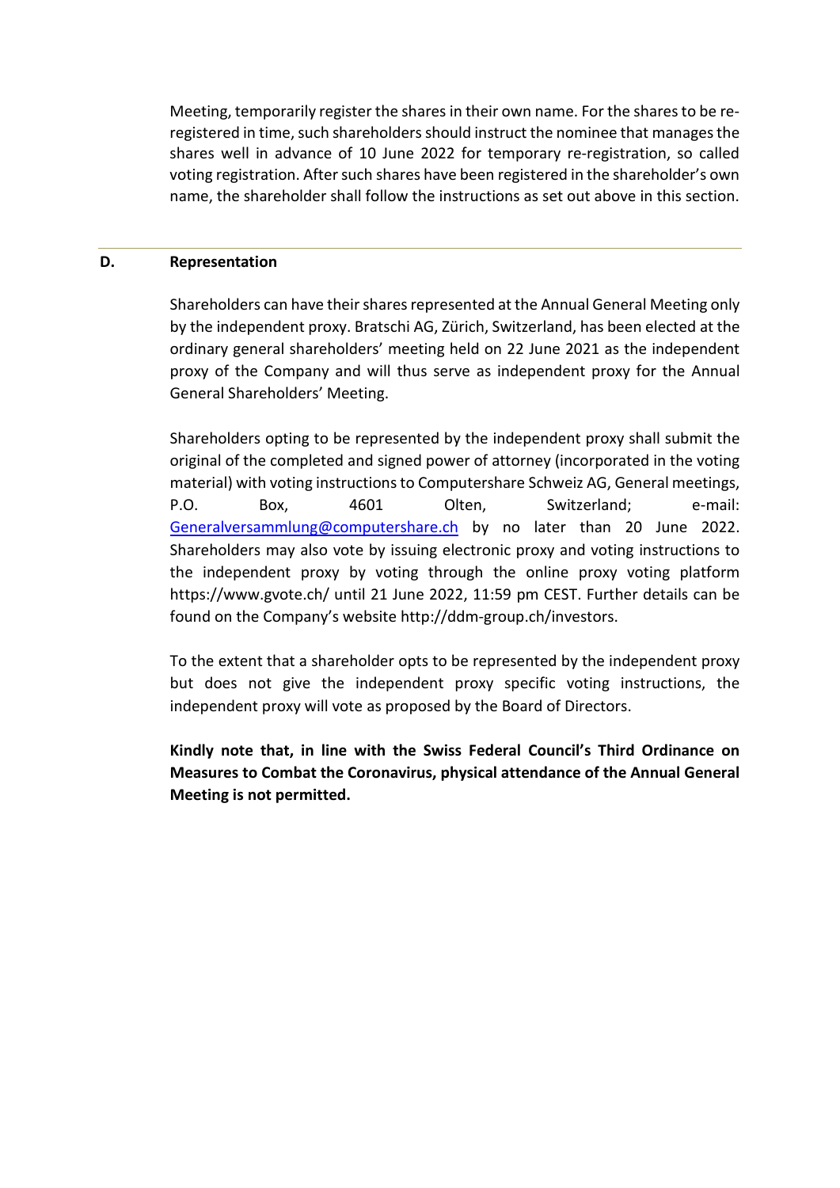Meeting, temporarily register the shares in their own name. For the shares to be re-registered in time, such shareholders should instruct the nominee that manages the shares well in advance of 10 June 2022 for temporary re-registration, so called voting registration. After such shares have been registered in the shareholder's own name, the shareholder shall follow the instructions as set out above in this section.

---

## D. Representation

Shareholders can have their shares represented at the Annual General Meeting only by the independent proxy. Bratschi AG, Zürich, Switzerland, has been elected at the ordinary general shareholders' meeting held on 22 June 2021 as the independent proxy of the Company and will thus serve as independent proxy for the Annual General Shareholders' Meeting.

Shareholders opting to be represented by the independent proxy shall submit the original of the completed and signed power of attorney (incorporated in the voting material) with voting instructions to Computershare Schweiz AG, General meetings, P.O. Box, 4601 Olten, Switzerland; e-mail: Generalversammlung@computershare.ch by no later than 20 June 2022. Shareholders may also vote by issuing electronic proxy and voting instructions to the independent proxy by voting through the online proxy voting platform https://www.gvote.ch/ until 21 June 2022, 11:59 pm CEST. Further details can be found on the Company's website http://ddm-group.ch/investors.

To the extent that a shareholder opts to be represented by the independent proxy but does not give the independent proxy specific voting instructions, the independent proxy will vote as proposed by the Board of Directors.

**Kindly note that, in line with the Swiss Federal Council's Third Ordinance on Measures to Combat the Coronavirus, physical attendance of the Annual General Meeting is not permitted.**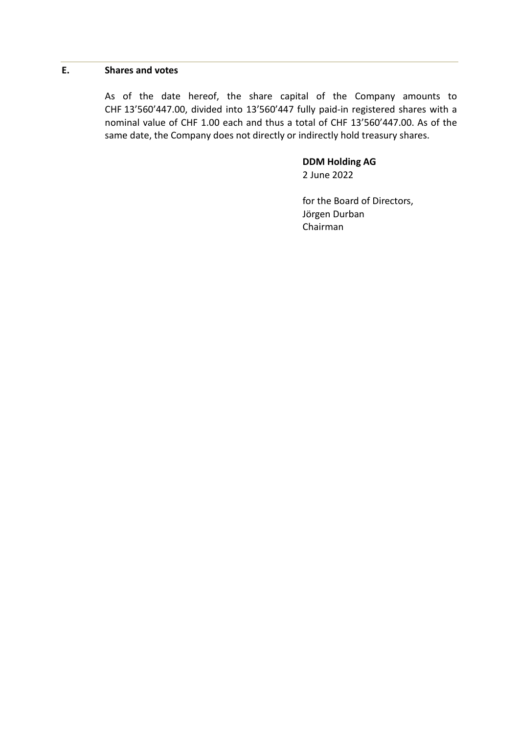## E. Shares and votes

As of the date hereof, the share capital of the Company amounts to CHF 13’560’447.00, divided into 13’560’447 fully paid-in registered shares with a nominal value of CHF 1.00 each and thus a total of CHF 13’560’447.00. As of the same date, the Company does not directly or indirectly hold treasury shares.

**DDM Holding AG**
2 June 2022

for the Board of Directors,
Jörgen Durban
Chairman